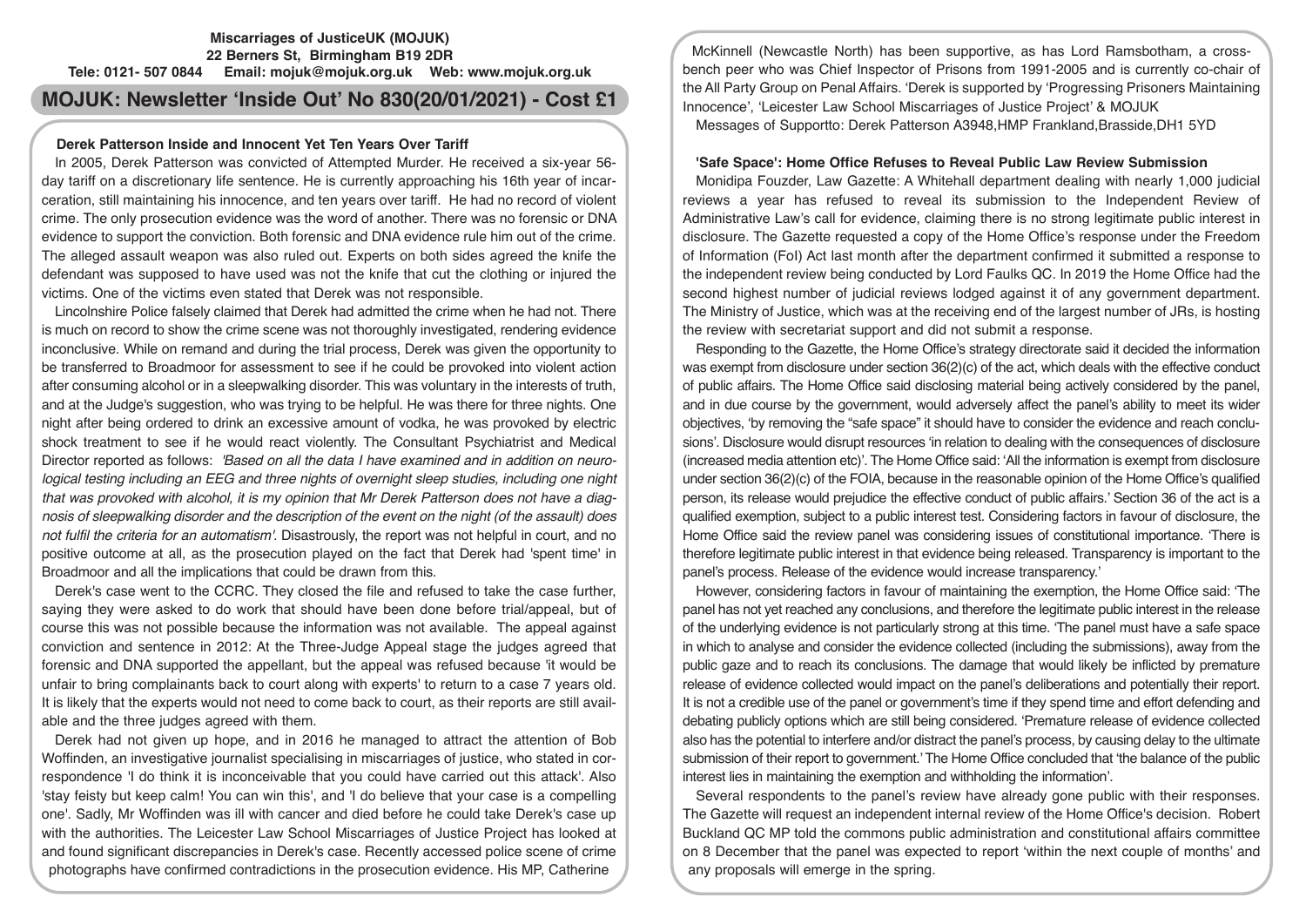**Miscarriages of JusticeUK (MOJUK)**
**22 Berners St, Birmingham B19 2DR**
**Tele: 0121- 507 0844 Email: mojuk@mojuk.org.uk Web: www.mojuk.org.uk**

# MOJUK: Newsletter 'Inside Out' No 830(20/01/2021) - Cost £1

## Derek Patterson Inside and Innocent Yet Ten Years Over Tariff

In 2005, Derek Patterson was convicted of Attempted Murder. He received a six-year 56-day tariff on a discretionary life sentence. He is currently approaching his 16th year of incarceration, still maintaining his innocence, and ten years over tariff. He had no record of violent crime. The only prosecution evidence was the word of another. There was no forensic or DNA evidence to support the conviction. Both forensic and DNA evidence rule him out of the crime. The alleged assault weapon was also ruled out. Experts on both sides agreed the knife the defendant was supposed to have used was not the knife that cut the clothing or injured the victims. One of the victims even stated that Derek was not responsible.

Lincolnshire Police falsely claimed that Derek had admitted the crime when he had not. There is much on record to show the crime scene was not thoroughly investigated, rendering evidence inconclusive. While on remand and during the trial process, Derek was given the opportunity to be transferred to Broadmoor for assessment to see if he could be provoked into violent action after consuming alcohol or in a sleepwalking disorder. This was voluntary in the interests of truth, and at the Judge's suggestion, who was trying to be helpful. He was there for three nights. One night after being ordered to drink an excessive amount of vodka, he was provoked by electric shock treatment to see if he would react violently. The Consultant Psychiatrist and Medical Director reported as follows: *'Based on all the data I have examined and in addition on neurological testing including an EEG and three nights of overnight sleep studies, including one night that was provoked with alcohol, it is my opinion that Mr Derek Patterson does not have a diagnosis of sleepwalking disorder and the description of the event on the night (of the assault) does not fulfil the criteria for an automatism'.* Disastrously, the report was not helpful in court, and no positive outcome at all, as the prosecution played on the fact that Derek had 'spent time' in Broadmoor and all the implications that could be drawn from this.

Derek's case went to the CCRC. They closed the file and refused to take the case further, saying they were asked to do work that should have been done before trial/appeal, but of course this was not possible because the information was not available. The appeal against conviction and sentence in 2012: At the Three-Judge Appeal stage the judges agreed that forensic and DNA supported the appellant, but the appeal was refused because 'it would be unfair to bring complainants back to court along with experts' to return to a case 7 years old. It is likely that the experts would not need to come back to court, as their reports are still available and the three judges agreed with them.

Derek had not given up hope, and in 2016 he managed to attract the attention of Bob Woffinden, an investigative journalist specialising in miscarriages of justice, who stated in correspondence 'I do think it is inconceivable that you could have carried out this attack'. Also 'stay feisty but keep calm! You can win this', and 'I do believe that your case is a compelling one'. Sadly, Mr Woffinden was ill with cancer and died before he could take Derek's case up with the authorities. The Leicester Law School Miscarriages of Justice Project has looked at and found significant discrepancies in Derek's case. Recently accessed police scene of crime photographs have confirmed contradictions in the prosecution evidence. His MP, Catherine McKinnell (Newcastle North) has been supportive, as has Lord Ramsbotham, a cross-bench peer who was Chief Inspector of Prisons from 1991-2005 and is currently co-chair of the All Party Group on Penal Affairs. 'Derek is supported by 'Progressing Prisoners Maintaining Innocence', 'Leicester Law School Miscarriages of Justice Project' & MOJUK

Messages of Supportto: Derek Patterson A3948,HMP Frankland,Brasside,DH1 5YD

## 'Safe Space': Home Office Refuses to Reveal Public Law Review Submission

Monidipa Fouzder, Law Gazette: A Whitehall department dealing with nearly 1,000 judicial reviews a year has refused to reveal its submission to the Independent Review of Administrative Law's call for evidence, claiming there is no strong legitimate public interest in disclosure. The Gazette requested a copy of the Home Office's response under the Freedom of Information (FoI) Act last month after the department confirmed it submitted a response to the independent review being conducted by Lord Faulks QC. In 2019 the Home Office had the second highest number of judicial reviews lodged against it of any government department. The Ministry of Justice, which was at the receiving end of the largest number of JRs, is hosting the review with secretariat support and did not submit a response.

Responding to the Gazette, the Home Office's strategy directorate said it decided the information was exempt from disclosure under section 36(2)(c) of the act, which deals with the effective conduct of public affairs. The Home Office said disclosing material being actively considered by the panel, and in due course by the government, would adversely affect the panel's ability to meet its wider objectives, 'by removing the "safe space" it should have to consider the evidence and reach conclusions'. Disclosure would disrupt resources 'in relation to dealing with the consequences of disclosure (increased media attention etc)'. The Home Office said: 'All the information is exempt from disclosure under section 36(2)(c) of the FOIA, because in the reasonable opinion of the Home Office's qualified person, its release would prejudice the effective conduct of public affairs.' Section 36 of the act is a qualified exemption, subject to a public interest test. Considering factors in favour of disclosure, the Home Office said the review panel was considering issues of constitutional importance. 'There is therefore legitimate public interest in that evidence being released. Transparency is important to the panel's process. Release of the evidence would increase transparency.'

However, considering factors in favour of maintaining the exemption, the Home Office said: 'The panel has not yet reached any conclusions, and therefore the legitimate public interest in the release of the underlying evidence is not particularly strong at this time. 'The panel must have a safe space in which to analyse and consider the evidence collected (including the submissions), away from the public gaze and to reach its conclusions. The damage that would likely be inflicted by premature release of evidence collected would impact on the panel's deliberations and potentially their report. It is not a credible use of the panel or government's time if they spend time and effort defending and debating publicly options which are still being considered. 'Premature release of evidence collected also has the potential to interfere and/or distract the panel's process, by causing delay to the ultimate submission of their report to government.' The Home Office concluded that 'the balance of the public interest lies in maintaining the exemption and withholding the information'.

Several respondents to the panel's review have already gone public with their responses. The Gazette will request an independent internal review of the Home Office's decision. Robert Buckland QC MP told the commons public administration and constitutional affairs committee on 8 December that the panel was expected to report 'within the next couple of months' and any proposals will emerge in the spring.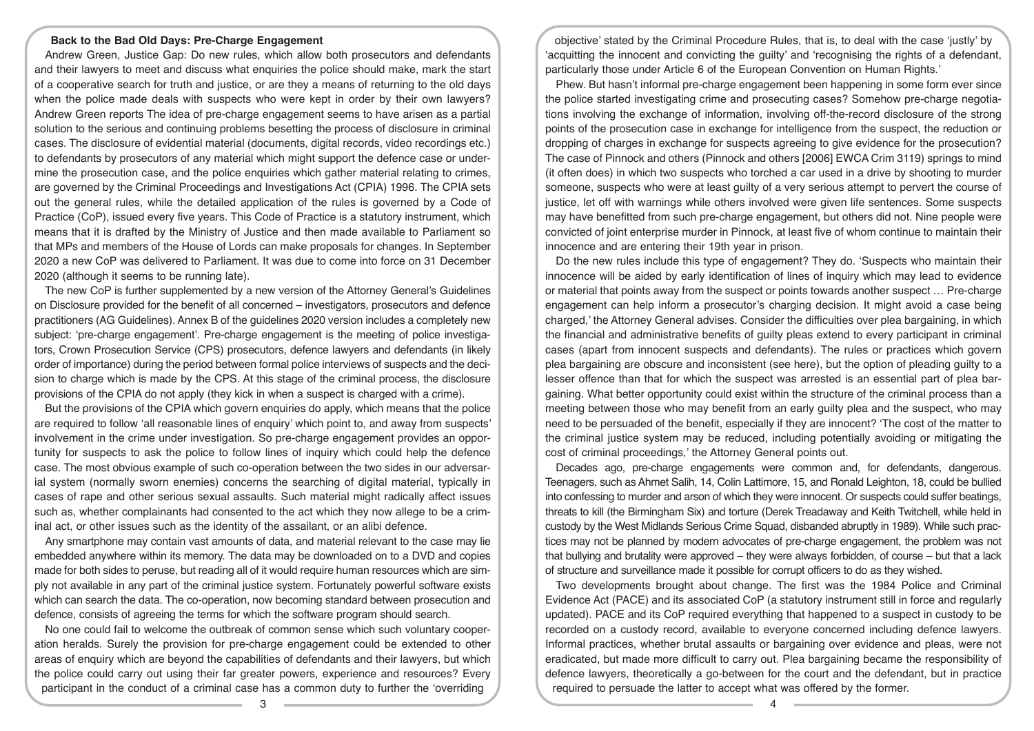## Back to the Bad Old Days: Pre-Charge Engagement

Andrew Green, Justice Gap: Do new rules, which allow both prosecutors and defendants and their lawyers to meet and discuss what enquiries the police should make, mark the start of a cooperative search for truth and justice, or are they a means of returning to the old days when the police made deals with suspects who were kept in order by their own lawyers? Andrew Green reports The idea of pre-charge engagement seems to have arisen as a partial solution to the serious and continuing problems besetting the process of disclosure in criminal cases. The disclosure of evidential material (documents, digital records, video recordings etc.) to defendants by prosecutors of any material which might support the defence case or undermine the prosecution case, and the police enquiries which gather material relating to crimes, are governed by the Criminal Proceedings and Investigations Act (CPIA) 1996. The CPIA sets out the general rules, while the detailed application of the rules is governed by a Code of Practice (CoP), issued every five years. This Code of Practice is a statutory instrument, which means that it is drafted by the Ministry of Justice and then made available to Parliament so that MPs and members of the House of Lords can make proposals for changes. In September 2020 a new CoP was delivered to Parliament. It was due to come into force on 31 December 2020 (although it seems to be running late).

The new CoP is further supplemented by a new version of the Attorney General's Guidelines on Disclosure provided for the benefit of all concerned – investigators, prosecutors and defence practitioners (AG Guidelines). Annex B of the guidelines 2020 version includes a completely new subject: 'pre-charge engagement'. Pre-charge engagement is the meeting of police investigators, Crown Prosecution Service (CPS) prosecutors, defence lawyers and defendants (in likely order of importance) during the period between formal police interviews of suspects and the decision to charge which is made by the CPS. At this stage of the criminal process, the disclosure provisions of the CPIA do not apply (they kick in when a suspect is charged with a crime).

But the provisions of the CPIA which govern enquiries do apply, which means that the police are required to follow 'all reasonable lines of enquiry' which point to, and away from suspects' involvement in the crime under investigation. So pre-charge engagement provides an opportunity for suspects to ask the police to follow lines of inquiry which could help the defence case. The most obvious example of such co-operation between the two sides in our adversarial system (normally sworn enemies) concerns the searching of digital material, typically in cases of rape and other serious sexual assaults. Such material might radically affect issues such as, whether complainants had consented to the act which they now allege to be a criminal act, or other issues such as the identity of the assailant, or an alibi defence.

Any smartphone may contain vast amounts of data, and material relevant to the case may lie embedded anywhere within its memory. The data may be downloaded on to a DVD and copies made for both sides to peruse, but reading all of it would require human resources which are simply not available in any part of the criminal justice system. Fortunately powerful software exists which can search the data. The co-operation, now becoming standard between prosecution and defence, consists of agreeing the terms for which the software program should search.

No one could fail to welcome the outbreak of common sense which such voluntary cooperation heralds. Surely the provision for pre-charge engagement could be extended to other areas of enquiry which are beyond the capabilities of defendants and their lawyers, but which the police could carry out using their far greater powers, experience and resources? Every participant in the conduct of a criminal case has a common duty to further the 'overriding objective' stated by the Criminal Procedure Rules, that is, to deal with the case 'justly' by 'acquitting the innocent and convicting the guilty' and 'recognising the rights of a defendant, particularly those under Article 6 of the European Convention on Human Rights.'

Phew. But hasn't informal pre-charge engagement been happening in some form ever since the police started investigating crime and prosecuting cases? Somehow pre-charge negotiations involving the exchange of information, involving off-the-record disclosure of the strong points of the prosecution case in exchange for intelligence from the suspect, the reduction or dropping of charges in exchange for suspects agreeing to give evidence for the prosecution? The case of Pinnock and others (Pinnock and others [2006] EWCA Crim 3119) springs to mind (it often does) in which two suspects who torched a car used in a drive by shooting to murder someone, suspects who were at least guilty of a very serious attempt to pervert the course of justice, let off with warnings while others involved were given life sentences. Some suspects may have benefitted from such pre-charge engagement, but others did not. Nine people were convicted of joint enterprise murder in Pinnock, at least five of whom continue to maintain their innocence and are entering their 19th year in prison.

Do the new rules include this type of engagement? They do. 'Suspects who maintain their innocence will be aided by early identification of lines of inquiry which may lead to evidence or material that points away from the suspect or points towards another suspect … Pre-charge engagement can help inform a prosecutor's charging decision. It might avoid a case being charged,' the Attorney General advises. Consider the difficulties over plea bargaining, in which the financial and administrative benefits of guilty pleas extend to every participant in criminal cases (apart from innocent suspects and defendants). The rules or practices which govern plea bargaining are obscure and inconsistent (see here), but the option of pleading guilty to a lesser offence than that for which the suspect was arrested is an essential part of plea bargaining. What better opportunity could exist within the structure of the criminal process than a meeting between those who may benefit from an early guilty plea and the suspect, who may need to be persuaded of the benefit, especially if they are innocent? 'The cost of the matter to the criminal justice system may be reduced, including potentially avoiding or mitigating the cost of criminal proceedings,' the Attorney General points out.

Decades ago, pre-charge engagements were common and, for defendants, dangerous. Teenagers, such as Ahmet Salih, 14, Colin Lattimore, 15, and Ronald Leighton, 18, could be bullied into confessing to murder and arson of which they were innocent. Or suspects could suffer beatings, threats to kill (the Birmingham Six) and torture (Derek Treadaway and Keith Twitchell, while held in custody by the West Midlands Serious Crime Squad, disbanded abruptly in 1989). While such practices may not be planned by modern advocates of pre-charge engagement, the problem was not that bullying and brutality were approved – they were always forbidden, of course – but that a lack of structure and surveillance made it possible for corrupt officers to do as they wished.

Two developments brought about change. The first was the 1984 Police and Criminal Evidence Act (PACE) and its associated CoP (a statutory instrument still in force and regularly updated). PACE and its CoP required everything that happened to a suspect in custody to be recorded on a custody record, available to everyone concerned including defence lawyers. Informal practices, whether brutal assaults or bargaining over evidence and pleas, were not eradicated, but made more difficult to carry out. Plea bargaining became the responsibility of defence lawyers, theoretically a go-between for the court and the defendant, but in practice required to persuade the latter to accept what was offered by the former.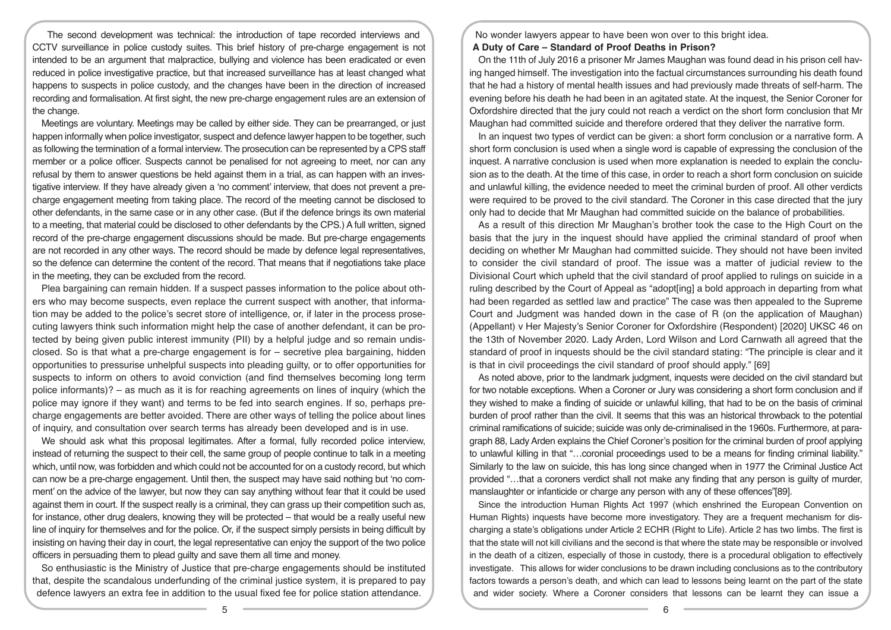The second development was technical: the introduction of tape recorded interviews and CCTV surveillance in police custody suites. This brief history of pre-charge engagement is not intended to be an argument that malpractice, bullying and violence has been eradicated or even reduced in police investigative practice, but that increased surveillance has at least changed what happens to suspects in police custody, and the changes have been in the direction of increased recording and formalisation. At first sight, the new pre-charge engagement rules are an extension of the change.

Meetings are voluntary. Meetings may be called by either side. They can be prearranged, or just happen informally when police investigator, suspect and defence lawyer happen to be together, such as following the termination of a formal interview. The prosecution can be represented by a CPS staff member or a police officer. Suspects cannot be penalised for not agreeing to meet, nor can any refusal by them to answer questions be held against them in a trial, as can happen with an investigative interview. If they have already given a 'no comment' interview, that does not prevent a pre-charge engagement meeting from taking place. The record of the meeting cannot be disclosed to other defendants, in the same case or in any other case. (But if the defence brings its own material to a meeting, that material could be disclosed to other defendants by the CPS.) A full written, signed record of the pre-charge engagement discussions should be made. But pre-charge engagements are not recorded in any other ways. The record should be made by defence legal representatives, so the defence can determine the content of the record. That means that if negotiations take place in the meeting, they can be excluded from the record.

Plea bargaining can remain hidden. If a suspect passes information to the police about others who may become suspects, even replace the current suspect with another, that information may be added to the police's secret store of intelligence, or, if later in the process prosecuting lawyers think such information might help the case of another defendant, it can be protected by being given public interest immunity (PII) by a helpful judge and so remain undisclosed. So is that what a pre-charge engagement is for – secretive plea bargaining, hidden opportunities to pressurise unhelpful suspects into pleading guilty, or to offer opportunities for suspects to inform on others to avoid conviction (and find themselves becoming long term police informants)? – as much as it is for reaching agreements on lines of inquiry (which the police may ignore if they want) and terms to be fed into search engines. If so, perhaps pre-charge engagements are better avoided. There are other ways of telling the police about lines of inquiry, and consultation over search terms has already been developed and is in use.

We should ask what this proposal legitimates. After a formal, fully recorded police interview, instead of returning the suspect to their cell, the same group of people continue to talk in a meeting which, until now, was forbidden and which could not be accounted for on a custody record, but which can now be a pre-charge engagement. Until then, the suspect may have said nothing but 'no comment' on the advice of the lawyer, but now they can say anything without fear that it could be used against them in court. If the suspect really is a criminal, they can grass up their competition such as, for instance, other drug dealers, knowing they will be protected – that would be a really useful new line of inquiry for themselves and for the police. Or, if the suspect simply persists in being difficult by insisting on having their day in court, the legal representative can enjoy the support of the two police officers in persuading them to plead guilty and save them all time and money.

So enthusiastic is the Ministry of Justice that pre-charge engagements should be instituted that, despite the scandalous underfunding of the criminal justice system, it is prepared to pay defence lawyers an extra fee in addition to the usual fixed fee for police station attendance.

No wonder lawyers appear to have been won over to this bright idea.

**A Duty of Care – Standard of Proof Deaths in Prison?**

On the 11th of July 2016 a prisoner Mr James Maughan was found dead in his prison cell having hanged himself. The investigation into the factual circumstances surrounding his death found that he had a history of mental health issues and had previously made threats of self-harm. The evening before his death he had been in an agitated state. At the inquest, the Senior Coroner for Oxfordshire directed that the jury could not reach a verdict on the short form conclusion that Mr Maughan had committed suicide and therefore ordered that they deliver the narrative form.

In an inquest two types of verdict can be given: a short form conclusion or a narrative form. A short form conclusion is used when a single word is capable of expressing the conclusion of the inquest. A narrative conclusion is used when more explanation is needed to explain the conclusion as to the death. At the time of this case, in order to reach a short form conclusion on suicide and unlawful killing, the evidence needed to meet the criminal burden of proof. All other verdicts were required to be proved to the civil standard. The Coroner in this case directed that the jury only had to decide that Mr Maughan had committed suicide on the balance of probabilities.

As a result of this direction Mr Maughan's brother took the case to the High Court on the basis that the jury in the inquest should have applied the criminal standard of proof when deciding on whether Mr Maughan had committed suicide. They should not have been invited to consider the civil standard of proof. The issue was a matter of judicial review to the Divisional Court which upheld that the civil standard of proof applied to rulings on suicide in a ruling described by the Court of Appeal as "adopt[ing] a bold approach in departing from what had been regarded as settled law and practice" The case was then appealed to the Supreme Court and Judgment was handed down in the case of R (on the application of Maughan) (Appellant) v Her Majesty's Senior Coroner for Oxfordshire (Respondent) [2020] UKSC 46 on the 13th of November 2020. Lady Arden, Lord Wilson and Lord Carnwath all agreed that the standard of proof in inquests should be the civil standard stating: "The principle is clear and it is that in civil proceedings the civil standard of proof should apply." [69]

As noted above, prior to the landmark judgment, inquests were decided on the civil standard but for two notable exceptions. When a Coroner or Jury was considering a short form conclusion and if they wished to make a finding of suicide or unlawful killing, that had to be on the basis of criminal burden of proof rather than the civil. It seems that this was an historical throwback to the potential criminal ramifications of suicide; suicide was only de-criminalised in the 1960s. Furthermore, at paragraph 88, Lady Arden explains the Chief Coroner's position for the criminal burden of proof applying to unlawful killing in that "…coronial proceedings used to be a means for finding criminal liability." Similarly to the law on suicide, this has long since changed when in 1977 the Criminal Justice Act provided "…that a coroners verdict shall not make any finding that any person is guilty of murder, manslaughter or infanticide or charge any person with any of these offences"[89].

Since the introduction Human Rights Act 1997 (which enshrined the European Convention on Human Rights) inquests have become more investigatory. They are a frequent mechanism for discharging a state's obligations under Article 2 ECHR (Right to Life). Article 2 has two limbs. The first is that the state will not kill civilians and the second is that where the state may be responsible or involved in the death of a citizen, especially of those in custody, there is a procedural obligation to effectively investigate. This allows for wider conclusions to be drawn including conclusions as to the contributory factors towards a person's death, and which can lead to lessons being learnt on the part of the state and wider society. Where a Coroner considers that lessons can be learnt they can issue a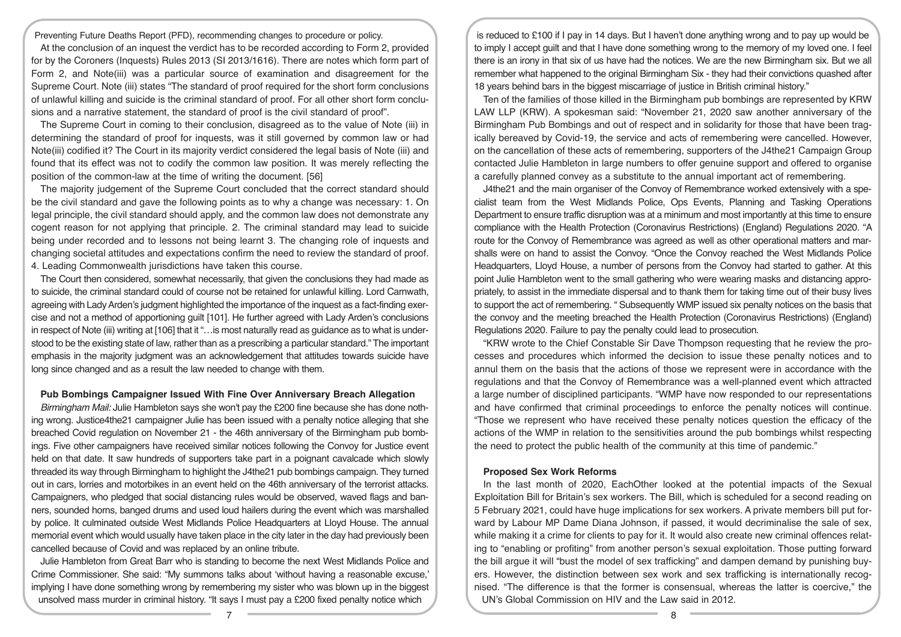Preventing Future Deaths Report (PFD), recommending changes to procedure or policy.

At the conclusion of an inquest the verdict has to be recorded according to Form 2, provided for by the Coroners (Inquests) Rules 2013 (SI 2013/1616). There are notes which form part of Form 2, and Note(iii) was a particular source of examination and disagreement for the Supreme Court. Note (iii) states "The standard of proof required for the short form conclusions of unlawful killing and suicide is the criminal standard of proof. For all other short form conclusions and a narrative statement, the standard of proof is the civil standard of proof".

The Supreme Court in coming to their conclusion, disagreed as to the value of Note (iii) in determining the standard of proof for inquests, was it still governed by common law or had Note(iii) codified it? The Court in its majority verdict considered the legal basis of Note (iii) and found that its effect was not to codify the common law position. It was merely reflecting the position of the common-law at the time of writing the document. [56]

The majority judgement of the Supreme Court concluded that the correct standard should be the civil standard and gave the following points as to why a change was necessary: 1. On legal principle, the civil standard should apply, and the common law does not demonstrate any cogent reason for not applying that principle. 2. The criminal standard may lead to suicide being under recorded and to lessons not being learnt 3. The changing role of inquests and changing societal attitudes and expectations confirm the need to review the standard of proof. 4. Leading Commonwealth jurisdictions have taken this course.

The Court then considered, somewhat necessarily, that given the conclusions they had made as to suicide, the criminal standard could of course not be retained for unlawful killing. Lord Carnwath, agreeing with Lady Arden's judgment highlighted the importance of the inquest as a fact-finding exercise and not a method of apportioning guilt [101]. He further agreed with Lady Arden's conclusions in respect of Note (iii) writing at [106] that it "…is most naturally read as guidance as to what is understood to be the existing state of law, rather than as a prescribing a particular standard." The important emphasis in the majority judgment was an acknowledgement that attitudes towards suicide have long since changed and as a result the law needed to change with them.

### Pub Bombings Campaigner Issued With Fine Over Anniversary Breach Allegation

*Birmingham Mail:* Julie Hambleton says she won't pay the £200 fine because she has done nothing wrong. Justice4the21 campaigner Julie has been issued with a penalty notice alleging that she breached Covid regulation on November 21 - the 46th anniversary of the Birmingham pub bombings. Five other campaigners have received similar notices following the Convoy for Justice event held on that date. It saw hundreds of supporters take part in a poignant cavalcade which slowly threaded its way through Birmingham to highlight the J4the21 pub bombings campaign. They turned out in cars, lorries and motorbikes in an event held on the 46th anniversary of the terrorist attacks. Campaigners, who pledged that social distancing rules would be observed, waved flags and banners, sounded horns, banged drums and used loud hailers during the event which was marshalled by police. It culminated outside West Midlands Police Headquarters at Lloyd House. The annual memorial event which would usually have taken place in the city later in the day had previously been cancelled because of Covid and was replaced by an online tribute.

Julie Hambleton from Great Barr who is standing to become the next West Midlands Police and Crime Commissioner. She said: "My summons talks about 'without having a reasonable excuse,' implying I have done something wrong by remembering my sister who was blown up in the biggest unsolved mass murder in criminal history. "It says I must pay a £200 fixed penalty notice which is reduced to £100 if I pay in 14 days. But I haven't done anything wrong and to pay up would be to imply I accept guilt and that I have done something wrong to the memory of my loved one. I feel there is an irony in that six of us have had the notices. We are the new Birmingham six. But we all remember what happened to the original Birmingham Six - they had their convictions quashed after 18 years behind bars in the biggest miscarriage of justice in British criminal history."

Ten of the families of those killed in the Birmingham pub bombings are represented by KRW LAW LLP (KRW). A spokesman said: "November 21, 2020 saw another anniversary of the Birmingham Pub Bombings and out of respect and in solidarity for those that have been tragically bereaved by Covid-19, the service and acts of remembering were cancelled. However, on the cancellation of these acts of remembering, supporters of the J4the21 Campaign Group contacted Julie Hambleton in large numbers to offer genuine support and offered to organise a carefully planned convey as a substitute to the annual important act of remembering.

J4the21 and the main organiser of the Convoy of Remembrance worked extensively with a specialist team from the West Midlands Police, Ops Events, Planning and Tasking Operations Department to ensure traffic disruption was at a minimum and most importantly at this time to ensure compliance with the Health Protection (Coronavirus Restrictions) (England) Regulations 2020. "A route for the Convoy of Remembrance was agreed as well as other operational matters and marshalls were on hand to assist the Convoy. "Once the Convoy reached the West Midlands Police Headquarters, Lloyd House, a number of persons from the Convoy had started to gather. At this point Julie Hambleton went to the small gathering who were wearing masks and distancing appropriately, to assist in the immediate dispersal and to thank them for taking time out of their busy lives to support the act of remembering. " Subsequently WMP issued six penalty notices on the basis that the convoy and the meeting breached the Health Protection (Coronavirus Restrictions) (England) Regulations 2020. Failure to pay the penalty could lead to prosecution.

"KRW wrote to the Chief Constable Sir Dave Thompson requesting that he review the processes and procedures which informed the decision to issue these penalty notices and to annul them on the basis that the actions of those we represent were in accordance with the regulations and that the Convoy of Remembrance was a well-planned event which attracted a large number of disciplined participants. "WMP have now responded to our representations and have confirmed that criminal proceedings to enforce the penalty notices will continue. "Those we represent who have received these penalty notices question the efficacy of the actions of the WMP in relation to the sensitivities around the pub bombings whilst respecting the need to protect the public health of the community at this time of pandemic."

### Proposed Sex Work Reforms

In the last month of 2020, EachOther looked at the potential impacts of the Sexual Exploitation Bill for Britain's sex workers. The Bill, which is scheduled for a second reading on 5 February 2021, could have huge implications for sex workers. A private members bill put forward by Labour MP Dame Diana Johnson, if passed, it would decriminalise the sale of sex, while making it a crime for clients to pay for it. It would also create new criminal offences relating to "enabling or profiting" from another person's sexual exploitation. Those putting forward the bill argue it will "bust the model of sex trafficking" and dampen demand by punishing buyers. However, the distinction between sex work and sex trafficking is internationally recognised. "The difference is that the former is consensual, whereas the latter is coercive," the UN's Global Commission on HIV and the Law said in 2012.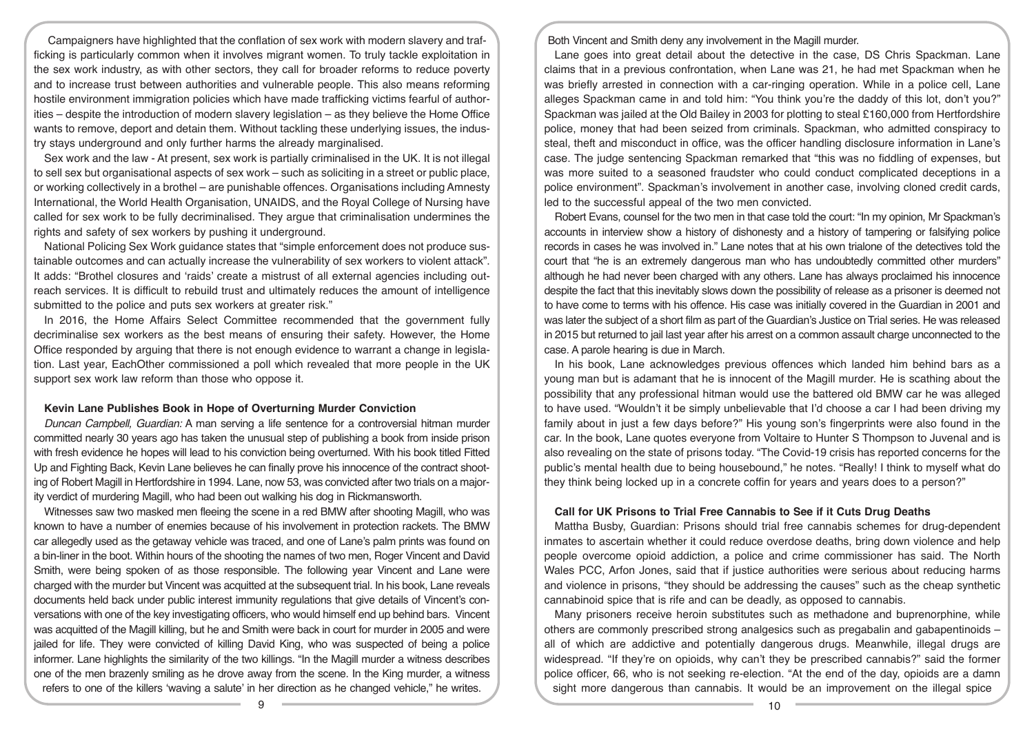Campaigners have highlighted that the conflation of sex work with modern slavery and trafficking is particularly common when it involves migrant women. To truly tackle exploitation in the sex work industry, as with other sectors, they call for broader reforms to reduce poverty and to increase trust between authorities and vulnerable people. This also means reforming hostile environment immigration policies which have made trafficking victims fearful of authorities – despite the introduction of modern slavery legislation – as they believe the Home Office wants to remove, deport and detain them. Without tackling these underlying issues, the industry stays underground and only further harms the already marginalised.

Sex work and the law - At present, sex work is partially criminalised in the UK. It is not illegal to sell sex but organisational aspects of sex work – such as soliciting in a street or public place, or working collectively in a brothel – are punishable offences. Organisations including Amnesty International, the World Health Organisation, UNAIDS, and the Royal College of Nursing have called for sex work to be fully decriminalised. They argue that criminalisation undermines the rights and safety of sex workers by pushing it underground.

National Policing Sex Work guidance states that "simple enforcement does not produce sustainable outcomes and can actually increase the vulnerability of sex workers to violent attack". It adds: "Brothel closures and 'raids' create a mistrust of all external agencies including outreach services. It is difficult to rebuild trust and ultimately reduces the amount of intelligence submitted to the police and puts sex workers at greater risk."

In 2016, the Home Affairs Select Committee recommended that the government fully decriminalise sex workers as the best means of ensuring their safety. However, the Home Office responded by arguing that there is not enough evidence to warrant a change in legislation. Last year, EachOther commissioned a poll which revealed that more people in the UK support sex work law reform than those who oppose it.

## Kevin Lane Publishes Book in Hope of Overturning Murder Conviction

*Duncan Campbell, Guardian:* A man serving a life sentence for a controversial hitman murder committed nearly 30 years ago has taken the unusual step of publishing a book from inside prison with fresh evidence he hopes will lead to his conviction being overturned. With his book titled Fitted Up and Fighting Back, Kevin Lane believes he can finally prove his innocence of the contract shooting of Robert Magill in Hertfordshire in 1994. Lane, now 53, was convicted after two trials on a majority verdict of murdering Magill, who had been out walking his dog in Rickmansworth.

Witnesses saw two masked men fleeing the scene in a red BMW after shooting Magill, who was known to have a number of enemies because of his involvement in protection rackets. The BMW car allegedly used as the getaway vehicle was traced, and one of Lane's palm prints was found on a bin-liner in the boot. Within hours of the shooting the names of two men, Roger Vincent and David Smith, were being spoken of as those responsible. The following year Vincent and Lane were charged with the murder but Vincent was acquitted at the subsequent trial. In his book, Lane reveals documents held back under public interest immunity regulations that give details of Vincent's conversations with one of the key investigating officers, who would himself end up behind bars. Vincent was acquitted of the Magill killing, but he and Smith were back in court for murder in 2005 and were jailed for life. They were convicted of killing David King, who was suspected of being a police informer. Lane highlights the similarity of the two killings. "In the Magill murder a witness describes one of the men brazenly smiling as he drove away from the scene. In the King murder, a witness refers to one of the killers 'waving a salute' in her direction as he changed vehicle," he writes.

Both Vincent and Smith deny any involvement in the Magill murder.

Lane goes into great detail about the detective in the case, DS Chris Spackman. Lane claims that in a previous confrontation, when Lane was 21, he had met Spackman when he was briefly arrested in connection with a car-ringing operation. While in a police cell, Lane alleges Spackman came in and told him: "You think you're the daddy of this lot, don't you?" Spackman was jailed at the Old Bailey in 2003 for plotting to steal £160,000 from Hertfordshire police, money that had been seized from criminals. Spackman, who admitted conspiracy to steal, theft and misconduct in office, was the officer handling disclosure information in Lane's case. The judge sentencing Spackman remarked that "this was no fiddling of expenses, but was more suited to a seasoned fraudster who could conduct complicated deceptions in a police environment". Spackman's involvement in another case, involving cloned credit cards, led to the successful appeal of the two men convicted.

Robert Evans, counsel for the two men in that case told the court: "In my opinion, Mr Spackman's accounts in interview show a history of dishonesty and a history of tampering or falsifying police records in cases he was involved in." Lane notes that at his own trialone of the detectives told the court that "he is an extremely dangerous man who has undoubtedly committed other murders" although he had never been charged with any others. Lane has always proclaimed his innocence despite the fact that this inevitably slows down the possibility of release as a prisoner is deemed not to have come to terms with his offence. His case was initially covered in the Guardian in 2001 and was later the subject of a short film as part of the Guardian's Justice on Trial series. He was released in 2015 but returned to jail last year after his arrest on a common assault charge unconnected to the case. A parole hearing is due in March.

In his book, Lane acknowledges previous offences which landed him behind bars as a young man but is adamant that he is innocent of the Magill murder. He is scathing about the possibility that any professional hitman would use the battered old BMW car he was alleged to have used. "Wouldn't it be simply unbelievable that I'd choose a car I had been driving my family about in just a few days before?" His young son's fingerprints were also found in the car. In the book, Lane quotes everyone from Voltaire to Hunter S Thompson to Juvenal and is also revealing on the state of prisons today. "The Covid-19 crisis has reported concerns for the public's mental health due to being housebound," he notes. "Really! I think to myself what do they think being locked up in a concrete coffin for years and years does to a person?"

## Call for UK Prisons to Trial Free Cannabis to See if it Cuts Drug Deaths

Mattha Busby, Guardian: Prisons should trial free cannabis schemes for drug-dependent inmates to ascertain whether it could reduce overdose deaths, bring down violence and help people overcome opioid addiction, a police and crime commissioner has said. The North Wales PCC, Arfon Jones, said that if justice authorities were serious about reducing harms and violence in prisons, "they should be addressing the causes" such as the cheap synthetic cannabinoid spice that is rife and can be deadly, as opposed to cannabis.

Many prisoners receive heroin substitutes such as methadone and buprenorphine, while others are commonly prescribed strong analgesics such as pregabalin and gabapentinoids – all of which are addictive and potentially dangerous drugs. Meanwhile, illegal drugs are widespread. "If they're on opioids, why can't they be prescribed cannabis?" said the former police officer, 66, who is not seeking re-election. "At the end of the day, opioids are a damn sight more dangerous than cannabis. It would be an improvement on the illegal spice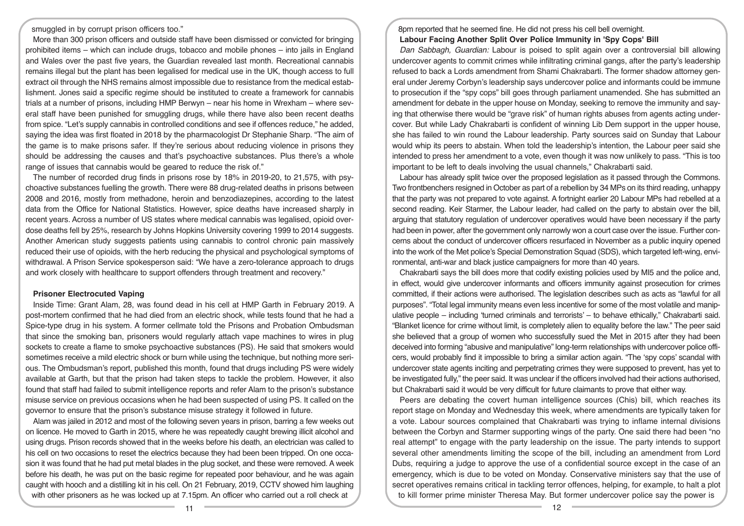smuggled in by corrupt prison officers too."

More than 300 prison officers and outside staff have been dismissed or convicted for bringing prohibited items – which can include drugs, tobacco and mobile phones – into jails in England and Wales over the past five years, the Guardian revealed last month. Recreational cannabis remains illegal but the plant has been legalised for medical use in the UK, though access to full extract oil through the NHS remains almost impossible due to resistance from the medical establishment. Jones said a specific regime should be instituted to create a framework for cannabis trials at a number of prisons, including HMP Berwyn – near his home in Wrexham – where several staff have been punished for smuggling drugs, while there have also been recent deaths from spice. "Let's supply cannabis in controlled conditions and see if offences reduce," he added, saying the idea was first floated in 2018 by the pharmacologist Dr Stephanie Sharp. "The aim of the game is to make prisons safer. If they're serious about reducing violence in prisons they should be addressing the causes and that's psychoactive substances. Plus there's a whole range of issues that cannabis would be geared to reduce the risk of."

The number of recorded drug finds in prisons rose by 18% in 2019-20, to 21,575, with psychoactive substances fuelling the growth. There were 88 drug-related deaths in prisons between 2008 and 2016, mostly from methadone, heroin and benzodiazepines, according to the latest data from the Office for National Statistics. However, spice deaths have increased sharply in recent years. Across a number of US states where medical cannabis was legalised, opioid overdose deaths fell by 25%, research by Johns Hopkins University covering 1999 to 2014 suggests. Another American study suggests patients using cannabis to control chronic pain massively reduced their use of opioids, with the herb reducing the physical and psychological symptoms of withdrawal. A Prison Service spokesperson said: "We have a zero-tolerance approach to drugs and work closely with healthcare to support offenders through treatment and recovery."

**Prisoner Electrocuted Vaping**

Inside Time: Grant Alam, 28, was found dead in his cell at HMP Garth in February 2019. A post-mortem confirmed that he had died from an electric shock, while tests found that he had a Spice-type drug in his system. A former cellmate told the Prisons and Probation Ombudsman that since the smoking ban, prisoners would regularly attach vape machines to wires in plug sockets to create a flame to smoke psychoactive substances (PS). He said that smokers would sometimes receive a mild electric shock or burn while using the technique, but nothing more serious. The Ombudsman's report, published this month, found that drugs including PS were widely available at Garth, but that the prison had taken steps to tackle the problem. However, it also found that staff had failed to submit intelligence reports and refer Alam to the prison's substance misuse service on previous occasions when he had been suspected of using PS. It called on the governor to ensure that the prison's substance misuse strategy it followed in future.

Alam was jailed in 2012 and most of the following seven years in prison, barring a few weeks out on licence. He moved to Garth in 2015, where he was repeatedly caught brewing illicit alcohol and using drugs. Prison records showed that in the weeks before his death, an electrician was called to his cell on two occasions to reset the electrics because they had been been tripped. On one occasion it was found that he had put metal blades in the plug socket, and these were removed. A week before his death, he was put on the basic regime for repeated poor behaviour, and he was again caught with hooch and a distilling kit in his cell. On 21 February, 2019, CCTV showed him laughing with other prisoners as he was locked up at 7.15pm. An officer who carried out a roll check at 8pm reported that he seemed fine. He did not press his cell bell overnight.

**Labour Facing Another Split Over Police Immunity in 'Spy Cops' Bill**

*Dan Sabbagh, Guardian:* Labour is poised to split again over a controversial bill allowing undercover agents to commit crimes while infiltrating criminal gangs, after the party's leadership refused to back a Lords amendment from Shami Chakrabarti. The former shadow attorney general under Jeremy Corbyn's leadership says undercover police and informants could be immune to prosecution if the "spy cops" bill goes through parliament unamended. She has submitted an amendment for debate in the upper house on Monday, seeking to remove the immunity and saying that otherwise there would be "grave risk" of human rights abuses from agents acting undercover. But while Lady Chakrabarti is confident of winning Lib Dem support in the upper house, she has failed to win round the Labour leadership. Party sources said on Sunday that Labour would whip its peers to abstain. When told the leadership's intention, the Labour peer said she intended to press her amendment to a vote, even though it was now unlikely to pass. "This is too important to be left to deals involving the usual channels," Chakrabarti said.

Labour has already split twice over the proposed legislation as it passed through the Commons. Two frontbenchers resigned in October as part of a rebellion by 34 MPs on its third reading, unhappy that the party was not prepared to vote against. A fortnight earlier 20 Labour MPs had rebelled at a second reading. Keir Starmer, the Labour leader, had called on the party to abstain over the bill, arguing that statutory regulation of undercover operatives would have been necessary if the party had been in power, after the government only narrowly won a court case over the issue. Further concerns about the conduct of undercover officers resurfaced in November as a public inquiry opened into the work of the Met police's Special Demonstration Squad (SDS), which targeted left-wing, environmental, anti-war and black justice campaigners for more than 40 years.

Chakrabarti says the bill does more that codify existing policies used by MI5 and the police and, in effect, would give undercover informants and officers immunity against prosecution for crimes committed, if their actions were authorised. The legislation describes such as acts as "lawful for all purposes". "Total legal immunity means even less incentive for some of the most volatile and manipulative people – including 'turned criminals and terrorists' – to behave ethically," Chakrabarti said. "Blanket licence for crime without limit, is completely alien to equality before the law." The peer said she believed that a group of women who successfully sued the Met in 2015 after they had been deceived into forming "abusive and manipulative" long-term relationships with undercover police officers, would probably find it impossible to bring a similar action again. "The 'spy cops' scandal with undercover state agents inciting and perpetrating crimes they were supposed to prevent, has yet to be investigated fully," the peer said. It was unclear if the officers involved had their actions authorised, but Chakrabarti said it would be very difficult for future claimants to prove that either way.

Peers are debating the covert human intelligence sources (Chis) bill, which reaches its report stage on Monday and Wednesday this week, where amendments are typically taken for a vote. Labour sources complained that Chakrabarti was trying to inflame internal divisions between the Corbyn and Starmer supporting wings of the party. One said there had been "no real attempt" to engage with the party leadership on the issue. The party intends to support several other amendments limiting the scope of the bill, including an amendment from Lord Dubs, requiring a judge to approve the use of a confidential source except in the case of an emergency, which is due to be voted on Monday. Conservative ministers say that the use of secret operatives remains critical in tackling terror offences, helping, for example, to halt a plot to kill former prime minister Theresa May. But former undercover police say the power is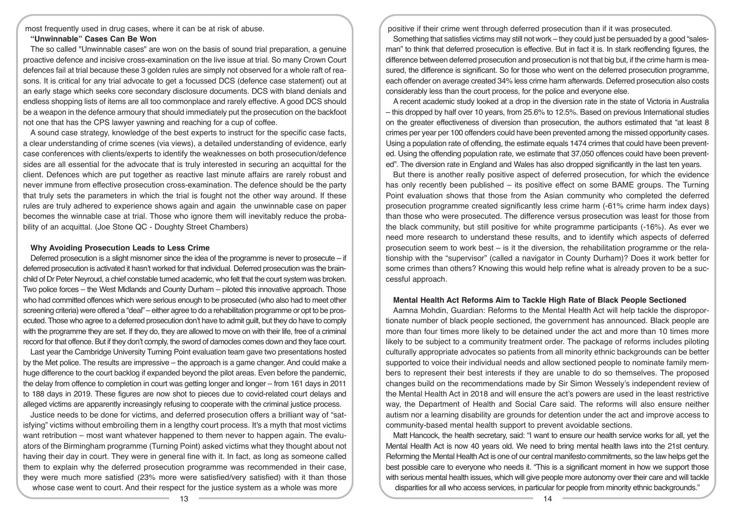most frequently used in drug cases, where it can be at risk of abuse.

### "Unwinnable" Cases Can Be Won

The so called "Unwinnable cases" are won on the basis of sound trial preparation, a genuine proactive defence and incisive cross-examination on the live issue at trial. So many Crown Court defences fail at trial because these 3 golden rules are simply not observed for a whole raft of reasons. It is critical for any trial advocate to get a focussed DCS (defence case statement) out at an early stage which seeks core secondary disclosure documents. DCS with bland denials and endless shopping lists of items are all too commonplace and rarely effective. A good DCS should be a weapon in the defence armoury that should immediately put the prosecution on the backfoot not one that has the CPS lawyer yawning and reaching for a cup of coffee.

A sound case strategy, knowledge of the best experts to instruct for the specific case facts, a clear understanding of crime scenes (via views), a detailed understanding of evidence, early case conferences with clients/experts to identify the weaknesses on both prosecution/defence sides are all essential for the advocate that is truly interested in securing an acquittal for the client. Defences which are put together as reactive last minute affairs are rarely robust and never immune from effective prosecution cross-examination. The defence should be the party that truly sets the parameters in which the trial is fought not the other way around. If these rules are truly adhered to experience shows again and again the unwinnable case on paper becomes the winnable case at trial. Those who ignore them will inevitably reduce the probability of an acquittal. (Joe Stone QC - Doughty Street Chambers)

### Why Avoiding Prosecution Leads to Less Crime

Deferred prosecution is a slight misnomer since the idea of the programme is never to prosecute – if deferred prosecution is activated it hasn't worked for that individual. Deferred prosecution was the brainchild of Dr Peter Neyroud, a chief constable turned academic, who felt that the court system was broken. Two police forces – the West Midlands and County Durham – piloted this innovative approach. Those who had committed offences which were serious enough to be prosecuted (who also had to meet other screening criteria) were offered a "deal" – either agree to do a rehabilitation programme or opt to be prosecuted. Those who agree to a deferred prosecution don't have to admit guilt, but they do have to comply with the programme they are set. If they do, they are allowed to move on with their life, free of a criminal record for that offence. But if they don't comply, the sword of damocles comes down and they face court.

Last year the Cambridge University Turning Point evaluation team gave two presentations hosted by the Met police. The results are impressive – the approach is a game changer. And could make a huge difference to the court backlog if expanded beyond the pilot areas. Even before the pandemic, the delay from offence to completion in court was getting longer and longer – from 161 days in 2011 to 188 days in 2019. These figures are now shot to pieces due to covid-related court delays and alleged victims are apparently increasingly refusing to cooperate with the criminal justice process.

Justice needs to be done for victims, and deferred prosecution offers a brilliant way of "satisfying" victims without embroiling them in a lengthy court process. It's a myth that most victims want retribution – most want whatever happened to them never to happen again. The evaluators of the Birmingham programme (Turning Point) asked victims what they thought about not having their day in court. They were in general fine with it. In fact, as long as someone called them to explain why the deferred prosecution programme was recommended in their case, they were much more satisfied (23% more were satisfied/very satisfied) with it than those whose case went to court. And their respect for the justice system as a whole was more positive if their crime went through deferred prosecution than if it was prosecuted.

Something that satisfies victims may still not work – they could just be persuaded by a good "salesman" to think that deferred prosecution is effective. But in fact it is. In stark reoffending figures, the difference between deferred prosecution and prosecution is not that big but, if the crime harm is measured, the difference is significant. So for those who went on the deferred prosecution programme, each offender on average created 34% less crime harm afterwards. Deferred prosecution also costs considerably less than the court process, for the police and everyone else.

A recent academic study looked at a drop in the diversion rate in the state of Victoria in Australia – this dropped by half over 10 years, from 25.6% to 12.5%. Based on previous International studies on the greater effectiveness of diversion than prosecution, the authors estimated that "at least 8 crimes per year per 100 offenders could have been prevented among the missed opportunity cases. Using a population rate of offending, the estimate equals 1474 crimes that could have been prevented. Using the offending population rate, we estimate that 37,050 offences could have been prevented". The diversion rate in England and Wales has also dropped significantly in the last ten years.

But there is another really positive aspect of deferred prosecution, for which the evidence has only recently been published – its positive effect on some BAME groups. The Turning Point evaluation shows that those from the Asian community who completed the deferred prosecution programme created significantly less crime harm (-61% crime harm index days) than those who were prosecuted. The difference versus prosecution was least for those from the black community, but still positive for white programme participants (-16%). As ever we need more research to understand these results, and to identify which aspects of deferred prosecution seem to work best – is it the diversion, the rehabilitation programme or the relationship with the "supervisor" (called a navigator in County Durham)? Does it work better for some crimes than others? Knowing this would help refine what is already proven to be a successful approach.

### Mental Health Act Reforms Aim to Tackle High Rate of Black People Sectioned

Aamna Mohdin, Guardian: Reforms to the Mental Health Act will help tackle the disproportionate number of black people sectioned, the government has announced. Black people are more than four times more likely to be detained under the act and more than 10 times more likely to be subject to a community treatment order. The package of reforms includes piloting culturally appropriate advocates so patients from all minority ethnic backgrounds can be better supported to voice their individual needs and allow sectioned people to nominate family members to represent their best interests if they are unable to do so themselves. The proposed changes build on the recommendations made by Sir Simon Wessely's independent review of the Mental Health Act in 2018 and will ensure the act's powers are used in the least restrictive way, the Department of Health and Social Care said. The reforms will also ensure neither autism nor a learning disability are grounds for detention under the act and improve access to community-based mental health support to prevent avoidable sections.

Matt Hancock, the health secretary, said: "I want to ensure our health service works for all, yet the Mental Health Act is now 40 years old. We need to bring mental health laws into the 21st century. Reforming the Mental Health Act is one of our central manifesto commitments, so the law helps get the best possible care to everyone who needs it. "This is a significant moment in how we support those with serious mental health issues, which will give people more autonomy over their care and will tackle disparities for all who access services, in particular for people from minority ethnic backgrounds."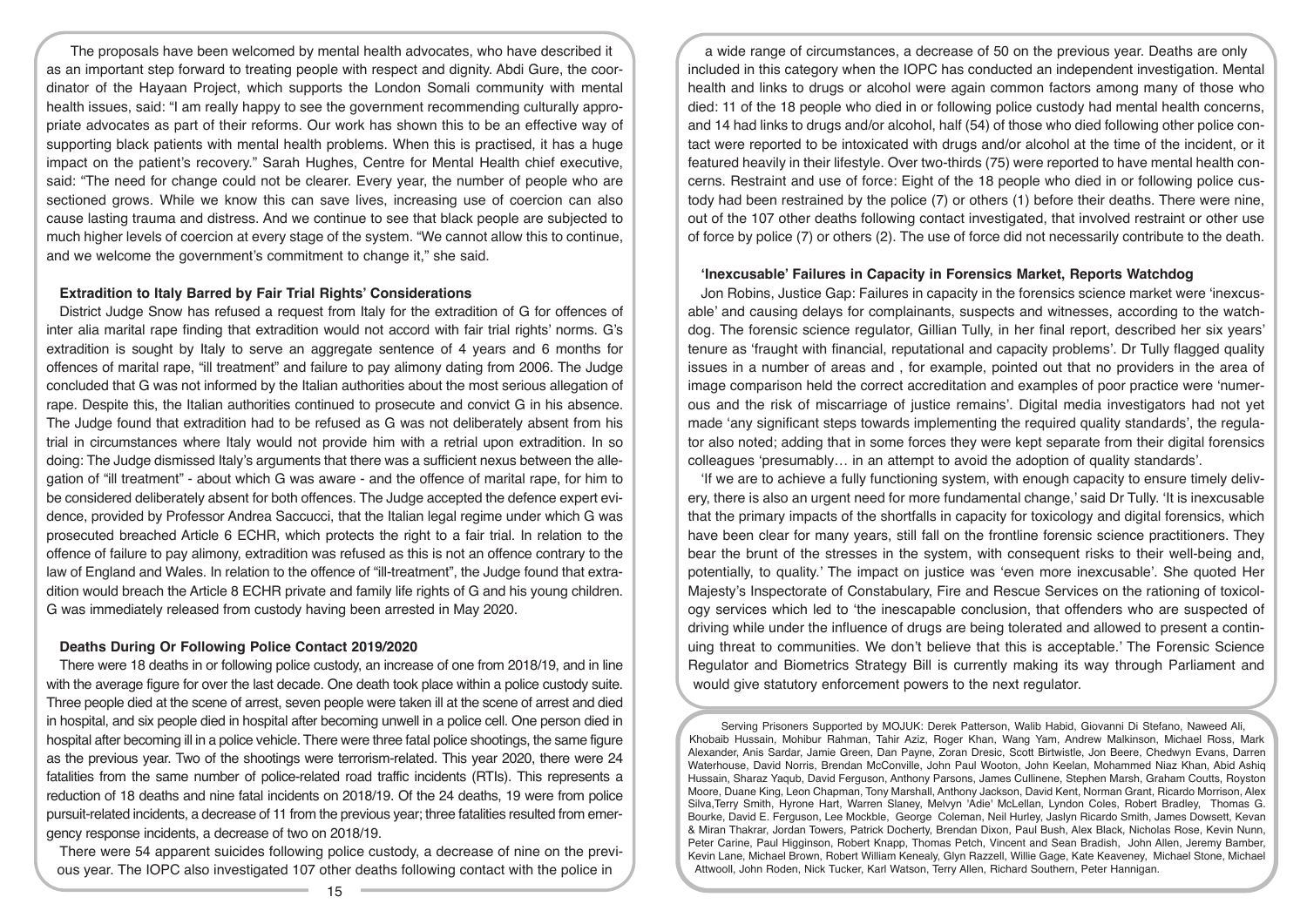The proposals have been welcomed by mental health advocates, who have described it as an important step forward to treating people with respect and dignity. Abdi Gure, the coordinator of the Hayaan Project, which supports the London Somali community with mental health issues, said: "I am really happy to see the government recommending culturally appropriate advocates as part of their reforms. Our work has shown this to be an effective way of supporting black patients with mental health problems. When this is practised, it has a huge impact on the patient's recovery." Sarah Hughes, Centre for Mental Health chief executive, said: "The need for change could not be clearer. Every year, the number of people who are sectioned grows. While we know this can save lives, increasing use of coercion can also cause lasting trauma and distress. And we continue to see that black people are subjected to much higher levels of coercion at every stage of the system. "We cannot allow this to continue, and we welcome the government's commitment to change it," she said.

### Extradition to Italy Barred by Fair Trial Rights' Considerations

District Judge Snow has refused a request from Italy for the extradition of G for offences of inter alia marital rape finding that extradition would not accord with fair trial rights' norms. G's extradition is sought by Italy to serve an aggregate sentence of 4 years and 6 months for offences of marital rape, "ill treatment" and failure to pay alimony dating from 2006. The Judge concluded that G was not informed by the Italian authorities about the most serious allegation of rape. Despite this, the Italian authorities continued to prosecute and convict G in his absence. The Judge found that extradition had to be refused as G was not deliberately absent from his trial in circumstances where Italy would not provide him with a retrial upon extradition. In so doing: The Judge dismissed Italy's arguments that there was a sufficient nexus between the allegation of "ill treatment" - about which G was aware - and the offence of marital rape, for him to be considered deliberately absent for both offences. The Judge accepted the defence expert evidence, provided by Professor Andrea Saccucci, that the Italian legal regime under which G was prosecuted breached Article 6 ECHR, which protects the right to a fair trial. In relation to the offence of failure to pay alimony, extradition was refused as this is not an offence contrary to the law of England and Wales. In relation to the offence of "ill-treatment", the Judge found that extradition would breach the Article 8 ECHR private and family life rights of G and his young children. G was immediately released from custody having been arrested in May 2020.

### Deaths During Or Following Police Contact 2019/2020

There were 18 deaths in or following police custody, an increase of one from 2018/19, and in line with the average figure for over the last decade. One death took place within a police custody suite. Three people died at the scene of arrest, seven people were taken ill at the scene of arrest and died in hospital, and six people died in hospital after becoming unwell in a police cell. One person died in hospital after becoming ill in a police vehicle. There were three fatal police shootings, the same figure as the previous year. Two of the shootings were terrorism-related. This year 2020, there were 24 fatalities from the same number of police-related road traffic incidents (RTIs). This represents a reduction of 18 deaths and nine fatal incidents on 2018/19. Of the 24 deaths, 19 were from police pursuit-related incidents, a decrease of 11 from the previous year; three fatalities resulted from emergency response incidents, a decrease of two on 2018/19.

There were 54 apparent suicides following police custody, a decrease of nine on the previous year. The IOPC also investigated 107 other deaths following contact with the police in a wide range of circumstances, a decrease of 50 on the previous year. Deaths are only included in this category when the IOPC has conducted an independent investigation. Mental health and links to drugs or alcohol were again common factors among many of those who died: 11 of the 18 people who died in or following police custody had mental health concerns, and 14 had links to drugs and/or alcohol, half (54) of those who died following other police contact were reported to be intoxicated with drugs and/or alcohol at the time of the incident, or it featured heavily in their lifestyle. Over two-thirds (75) were reported to have mental health concerns. Restraint and use of force: Eight of the 18 people who died in or following police custody had been restrained by the police (7) or others (1) before their deaths. There were nine, out of the 107 other deaths following contact investigated, that involved restraint or other use of force by police (7) or others (2). The use of force did not necessarily contribute to the death.

### 'Inexcusable' Failures in Capacity in Forensics Market, Reports Watchdog

Jon Robins, Justice Gap: Failures in capacity in the forensics science market were 'inexcusable' and causing delays for complainants, suspects and witnesses, according to the watchdog. The forensic science regulator, Gillian Tully, in her final report, described her six years' tenure as 'fraught with financial, reputational and capacity problems'. Dr Tully flagged quality issues in a number of areas and , for example, pointed out that no providers in the area of image comparison held the correct accreditation and examples of poor practice were 'numerous and the risk of miscarriage of justice remains'. Digital media investigators had not yet made 'any significant steps towards implementing the required quality standards', the regulator also noted; adding that in some forces they were kept separate from their digital forensics colleagues 'presumably… in an attempt to avoid the adoption of quality standards'.

'If we are to achieve a fully functioning system, with enough capacity to ensure timely delivery, there is also an urgent need for more fundamental change,' said Dr Tully. 'It is inexcusable that the primary impacts of the shortfalls in capacity for toxicology and digital forensics, which have been clear for many years, still fall on the frontline forensic science practitioners. They bear the brunt of the stresses in the system, with consequent risks to their well-being and, potentially, to quality.' The impact on justice was 'even more inexcusable'. She quoted Her Majesty's Inspectorate of Constabulary, Fire and Rescue Services on the rationing of toxicology services which led to 'the inescapable conclusion, that offenders who are suspected of driving while under the influence of drugs are being tolerated and allowed to present a continuing threat to communities. We don't believe that this is acceptable.' The Forensic Science Regulator and Biometrics Strategy Bill is currently making its way through Parliament and would give statutory enforcement powers to the next regulator.

Serving Prisoners Supported by MOJUK: Derek Patterson, Walib Habid, Giovanni Di Stefano, Naweed Ali, Khobaib Hussain, Mohibur Rahman, Tahir Aziz, Roger Khan, Wang Yam, Andrew Malkinson, Michael Ross, Mark Alexander, Anis Sardar, Jamie Green, Dan Payne, Zoran Dresic, Scott Birtwistle, Jon Beere, Chedwyn Evans, Darren Waterhouse, David Norris, Brendan McConville, John Paul Wooton, John Keelan, Mohammed Niaz Khan, Abid Ashiq Hussain, Sharaz Yaqub, David Ferguson, Anthony Parsons, James Cullinene, Stephen Marsh, Graham Coutts, Royston Moore, Duane King, Leon Chapman, Tony Marshall, Anthony Jackson, David Kent, Norman Grant, Ricardo Morrison, Alex Silva,Terry Smith, Hyrone Hart, Warren Slaney, Melvyn 'Adie' McLellan, Lyndon Coles, Robert Bradley, Thomas G. Bourke, David E. Ferguson, Lee Mockble, George Coleman, Neil Hurley, Jaslyn Ricardo Smith, James Dowsett, Kevan & Miran Thakrar, Jordan Towers, Patrick Docherty, Brendan Dixon, Paul Bush, Alex Black, Nicholas Rose, Kevin Nunn, Peter Carine, Paul Higginson, Robert Knapp, Thomas Petch, Vincent and Sean Bradish, John Allen, Jeremy Bamber, Kevin Lane, Michael Brown, Robert William Kenealy, Glyn Razzell, Willie Gage, Kate Keaveney, Michael Stone, Michael Attwooll, John Roden, Nick Tucker, Karl Watson, Terry Allen, Richard Southern, Peter Hannigan.